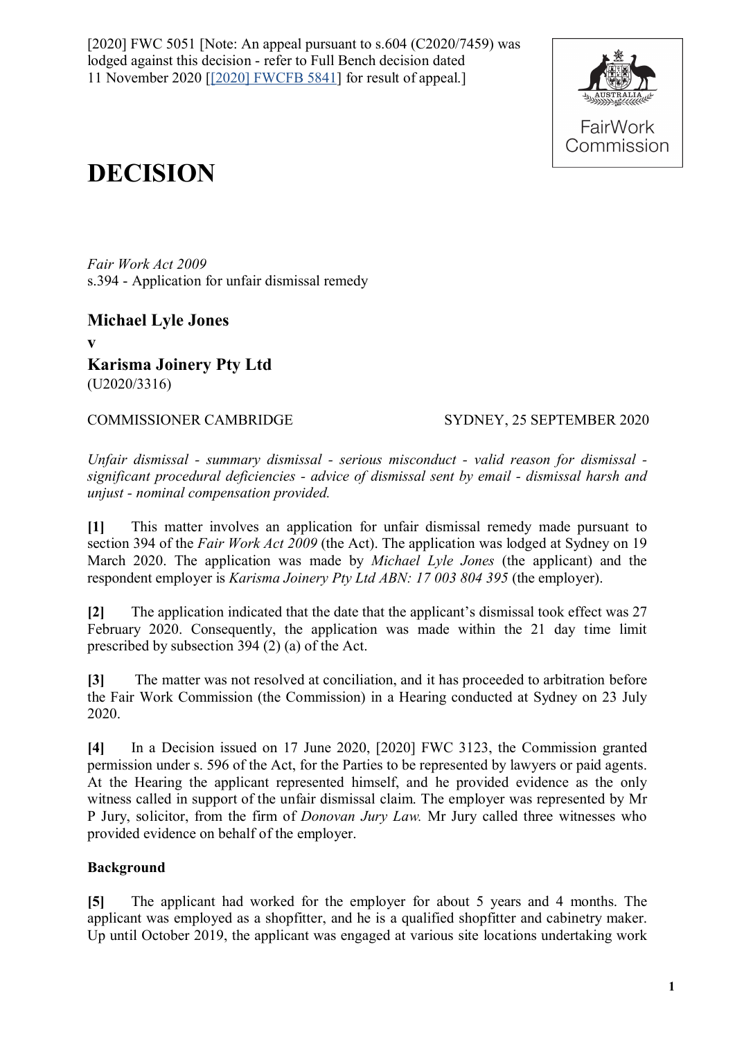[2020] FWC 5051 [Note: An appeal pursuant to s.604 (C2020/7459) was lodged against this decision - refer to Full Bench decision dated 11 November 2020 [[2020] FWCFB 5841] for result of appeal.]

# DECISION

*Fair Work Act 2009*
s.394 - Application for unfair dismissal remedy

**Michael Lyle Jones**
**v**
**Karisma Joinery Pty Ltd**
(U2020/3316)

COMMISSIONER CAMBRIDGE SYDNEY, 25 SEPTEMBER 2020

*Unfair dismissal - summary dismissal - serious misconduct - valid reason for dismissal - significant procedural deficiencies - advice of dismissal sent by email - dismissal harsh and unjust - nominal compensation provided.*

**[1]** This matter involves an application for unfair dismissal remedy made pursuant to section 394 of the *Fair Work Act 2009* (the Act). The application was lodged at Sydney on 19 March 2020. The application was made by *Michael Lyle Jones* (the applicant) and the respondent employer is *Karisma Joinery Pty Ltd ABN: 17 003 804 395* (the employer).

**[2]** The application indicated that the date that the applicant's dismissal took effect was 27 February 2020. Consequently, the application was made within the 21 day time limit prescribed by subsection 394 (2) (a) of the Act.

**[3]** The matter was not resolved at conciliation, and it has proceeded to arbitration before the Fair Work Commission (the Commission) in a Hearing conducted at Sydney on 23 July 2020.

**[4]** In a Decision issued on 17 June 2020, [2020] FWC 3123, the Commission granted permission under s. 596 of the Act, for the Parties to be represented by lawyers or paid agents. At the Hearing the applicant represented himself, and he provided evidence as the only witness called in support of the unfair dismissal claim. The employer was represented by Mr P Jury, solicitor, from the firm of *Donovan Jury Law.* Mr Jury called three witnesses who provided evidence on behalf of the employer.

### Background

**[5]** The applicant had worked for the employer for about 5 years and 4 months. The applicant was employed as a shopfitter, and he is a qualified shopfitter and cabinetry maker. Up until October 2019, the applicant was engaged at various site locations undertaking work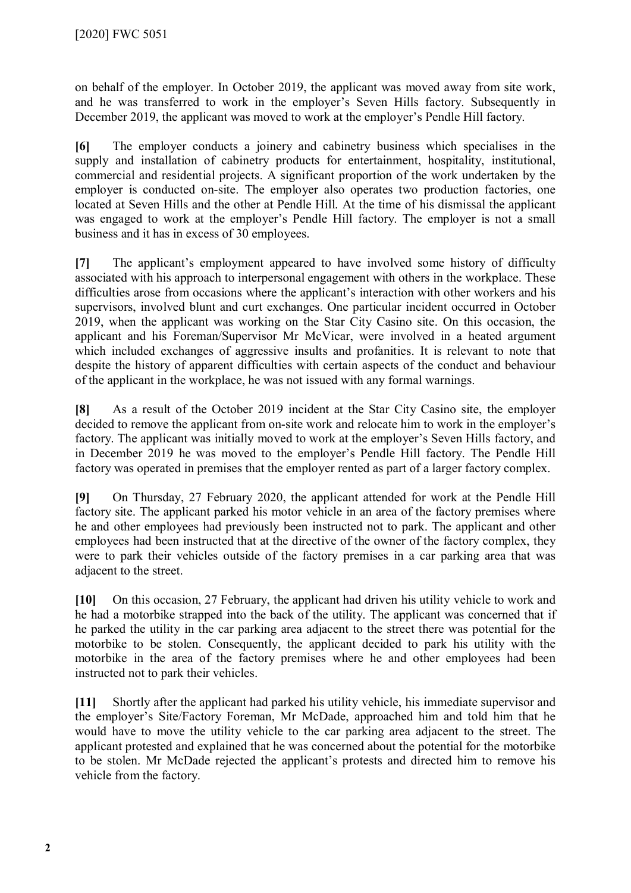on behalf of the employer. In October 2019, the applicant was moved away from site work, and he was transferred to work in the employer's Seven Hills factory. Subsequently in December 2019, the applicant was moved to work at the employer's Pendle Hill factory.

**[6]** The employer conducts a joinery and cabinetry business which specialises in the supply and installation of cabinetry products for entertainment, hospitality, institutional, commercial and residential projects. A significant proportion of the work undertaken by the employer is conducted on-site. The employer also operates two production factories, one located at Seven Hills and the other at Pendle Hill. At the time of his dismissal the applicant was engaged to work at the employer's Pendle Hill factory. The employer is not a small business and it has in excess of 30 employees.

**[7]** The applicant's employment appeared to have involved some history of difficulty associated with his approach to interpersonal engagement with others in the workplace. These difficulties arose from occasions where the applicant's interaction with other workers and his supervisors, involved blunt and curt exchanges. One particular incident occurred in October 2019, when the applicant was working on the Star City Casino site. On this occasion, the applicant and his Foreman/Supervisor Mr McVicar, were involved in a heated argument which included exchanges of aggressive insults and profanities. It is relevant to note that despite the history of apparent difficulties with certain aspects of the conduct and behaviour of the applicant in the workplace, he was not issued with any formal warnings.

**[8]** As a result of the October 2019 incident at the Star City Casino site, the employer decided to remove the applicant from on-site work and relocate him to work in the employer's factory. The applicant was initially moved to work at the employer's Seven Hills factory, and in December 2019 he was moved to the employer's Pendle Hill factory. The Pendle Hill factory was operated in premises that the employer rented as part of a larger factory complex.

**[9]** On Thursday, 27 February 2020, the applicant attended for work at the Pendle Hill factory site. The applicant parked his motor vehicle in an area of the factory premises where he and other employees had previously been instructed not to park. The applicant and other employees had been instructed that at the directive of the owner of the factory complex, they were to park their vehicles outside of the factory premises in a car parking area that was adjacent to the street.

**[10]** On this occasion, 27 February, the applicant had driven his utility vehicle to work and he had a motorbike strapped into the back of the utility. The applicant was concerned that if he parked the utility in the car parking area adjacent to the street there was potential for the motorbike to be stolen. Consequently, the applicant decided to park his utility with the motorbike in the area of the factory premises where he and other employees had been instructed not to park their vehicles.

**[11]** Shortly after the applicant had parked his utility vehicle, his immediate supervisor and the employer's Site/Factory Foreman, Mr McDade, approached him and told him that he would have to move the utility vehicle to the car parking area adjacent to the street. The applicant protested and explained that he was concerned about the potential for the motorbike to be stolen. Mr McDade rejected the applicant's protests and directed him to remove his vehicle from the factory.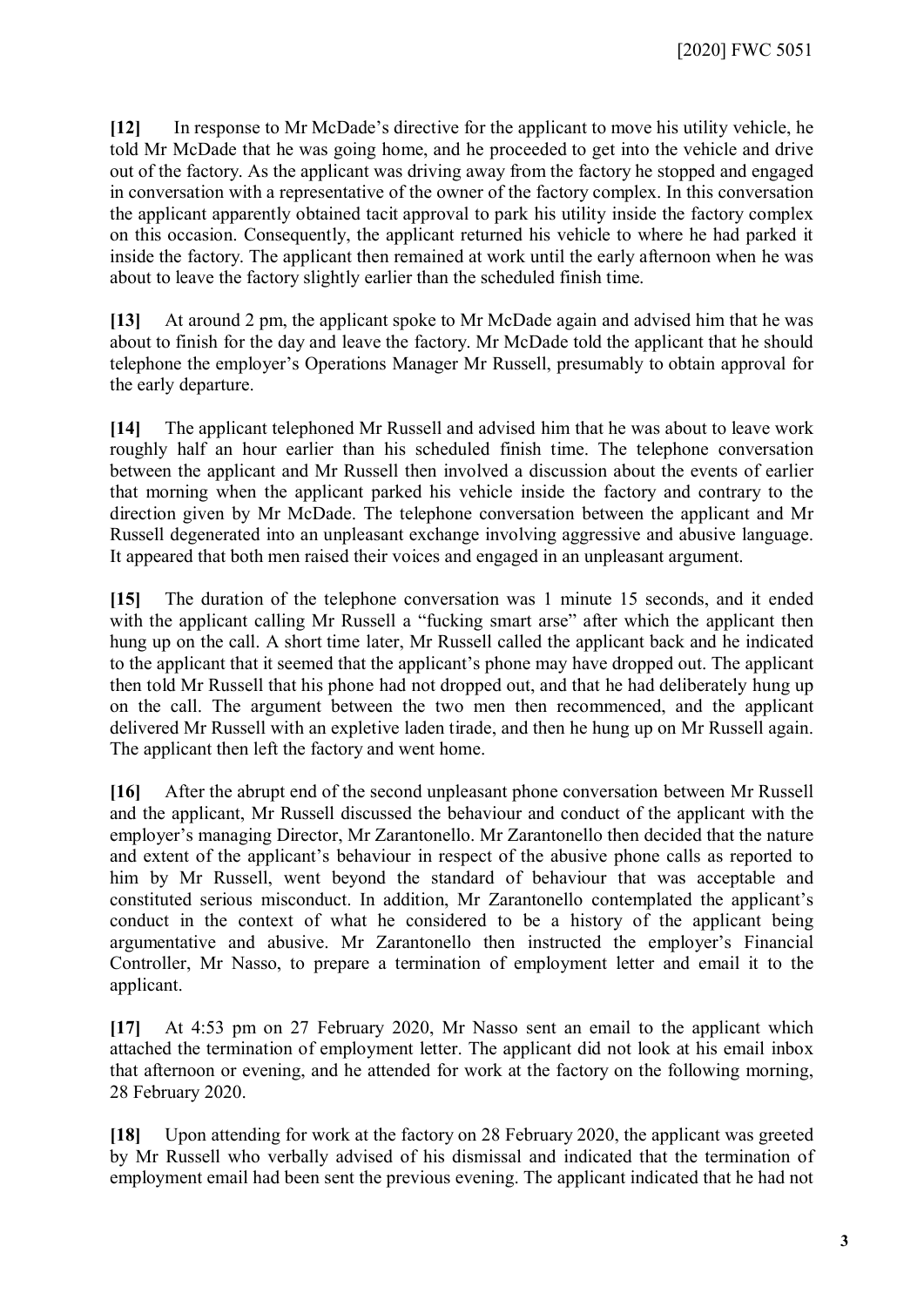**[12]** In response to Mr McDade's directive for the applicant to move his utility vehicle, he told Mr McDade that he was going home, and he proceeded to get into the vehicle and drive out of the factory. As the applicant was driving away from the factory he stopped and engaged in conversation with a representative of the owner of the factory complex. In this conversation the applicant apparently obtained tacit approval to park his utility inside the factory complex on this occasion. Consequently, the applicant returned his vehicle to where he had parked it inside the factory. The applicant then remained at work until the early afternoon when he was about to leave the factory slightly earlier than the scheduled finish time.

**[13]** At around 2 pm, the applicant spoke to Mr McDade again and advised him that he was about to finish for the day and leave the factory. Mr McDade told the applicant that he should telephone the employer's Operations Manager Mr Russell, presumably to obtain approval for the early departure.

**[14]** The applicant telephoned Mr Russell and advised him that he was about to leave work roughly half an hour earlier than his scheduled finish time. The telephone conversation between the applicant and Mr Russell then involved a discussion about the events of earlier that morning when the applicant parked his vehicle inside the factory and contrary to the direction given by Mr McDade. The telephone conversation between the applicant and Mr Russell degenerated into an unpleasant exchange involving aggressive and abusive language. It appeared that both men raised their voices and engaged in an unpleasant argument.

**[15]** The duration of the telephone conversation was 1 minute 15 seconds, and it ended with the applicant calling Mr Russell a "fucking smart arse" after which the applicant then hung up on the call. A short time later, Mr Russell called the applicant back and he indicated to the applicant that it seemed that the applicant's phone may have dropped out. The applicant then told Mr Russell that his phone had not dropped out, and that he had deliberately hung up on the call. The argument between the two men then recommenced, and the applicant delivered Mr Russell with an expletive laden tirade, and then he hung up on Mr Russell again. The applicant then left the factory and went home.

**[16]** After the abrupt end of the second unpleasant phone conversation between Mr Russell and the applicant, Mr Russell discussed the behaviour and conduct of the applicant with the employer's managing Director, Mr Zarantonello. Mr Zarantonello then decided that the nature and extent of the applicant's behaviour in respect of the abusive phone calls as reported to him by Mr Russell, went beyond the standard of behaviour that was acceptable and constituted serious misconduct. In addition, Mr Zarantonello contemplated the applicant's conduct in the context of what he considered to be a history of the applicant being argumentative and abusive. Mr Zarantonello then instructed the employer's Financial Controller, Mr Nasso, to prepare a termination of employment letter and email it to the applicant.

**[17]** At 4:53 pm on 27 February 2020, Mr Nasso sent an email to the applicant which attached the termination of employment letter. The applicant did not look at his email inbox that afternoon or evening, and he attended for work at the factory on the following morning, 28 February 2020.

**[18]** Upon attending for work at the factory on 28 February 2020, the applicant was greeted by Mr Russell who verbally advised of his dismissal and indicated that the termination of employment email had been sent the previous evening. The applicant indicated that he had not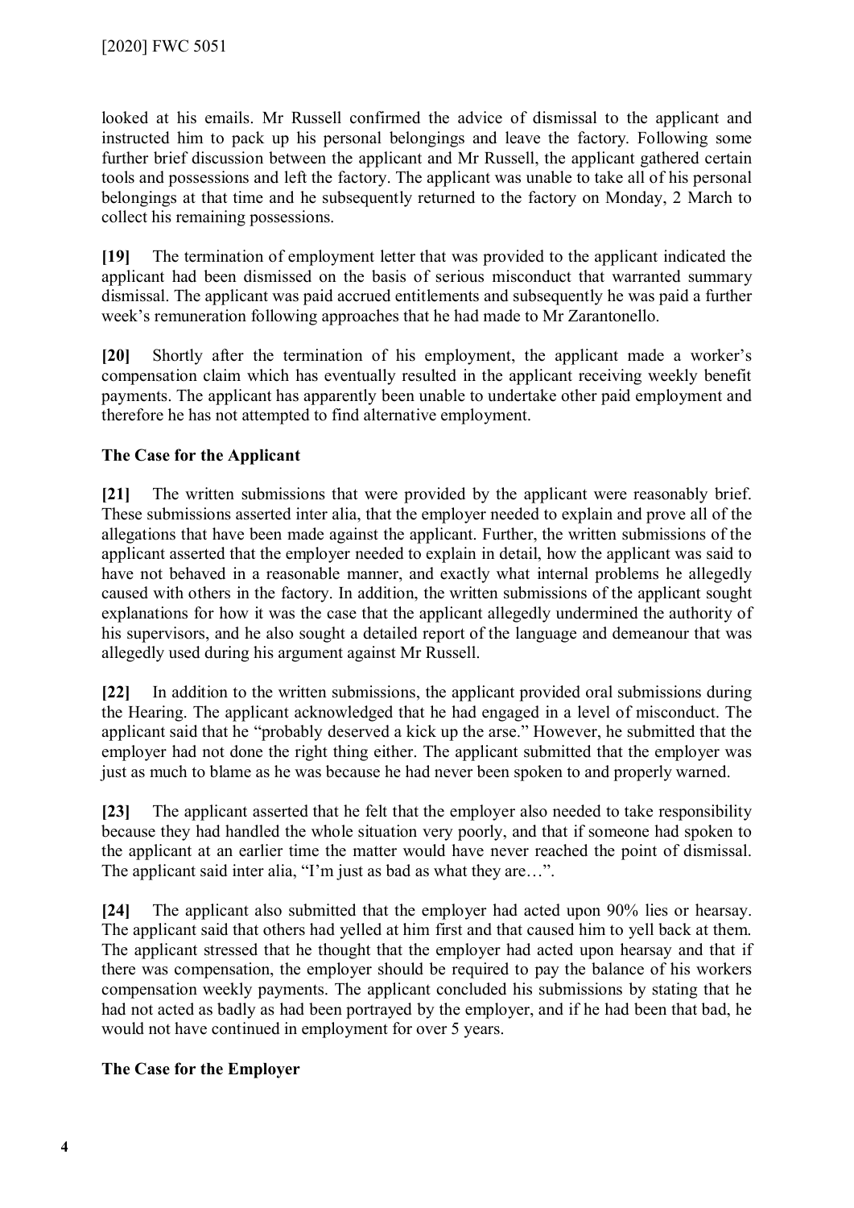looked at his emails. Mr Russell confirmed the advice of dismissal to the applicant and instructed him to pack up his personal belongings and leave the factory. Following some further brief discussion between the applicant and Mr Russell, the applicant gathered certain tools and possessions and left the factory. The applicant was unable to take all of his personal belongings at that time and he subsequently returned to the factory on Monday, 2 March to collect his remaining possessions.

**[19]** The termination of employment letter that was provided to the applicant indicated the applicant had been dismissed on the basis of serious misconduct that warranted summary dismissal. The applicant was paid accrued entitlements and subsequently he was paid a further week's remuneration following approaches that he had made to Mr Zarantonello.

**[20]** Shortly after the termination of his employment, the applicant made a worker's compensation claim which has eventually resulted in the applicant receiving weekly benefit payments. The applicant has apparently been unable to undertake other paid employment and therefore he has not attempted to find alternative employment.

## The Case for the Applicant

**[21]** The written submissions that were provided by the applicant were reasonably brief. These submissions asserted inter alia, that the employer needed to explain and prove all of the allegations that have been made against the applicant. Further, the written submissions of the applicant asserted that the employer needed to explain in detail, how the applicant was said to have not behaved in a reasonable manner, and exactly what internal problems he allegedly caused with others in the factory. In addition, the written submissions of the applicant sought explanations for how it was the case that the applicant allegedly undermined the authority of his supervisors, and he also sought a detailed report of the language and demeanour that was allegedly used during his argument against Mr Russell.

**[22]** In addition to the written submissions, the applicant provided oral submissions during the Hearing. The applicant acknowledged that he had engaged in a level of misconduct. The applicant said that he "probably deserved a kick up the arse." However, he submitted that the employer had not done the right thing either. The applicant submitted that the employer was just as much to blame as he was because he had never been spoken to and properly warned.

**[23]** The applicant asserted that he felt that the employer also needed to take responsibility because they had handled the whole situation very poorly, and that if someone had spoken to the applicant at an earlier time the matter would have never reached the point of dismissal. The applicant said inter alia, "I'm just as bad as what they are…".

**[24]** The applicant also submitted that the employer had acted upon 90% lies or hearsay. The applicant said that others had yelled at him first and that caused him to yell back at them. The applicant stressed that he thought that the employer had acted upon hearsay and that if there was compensation, the employer should be required to pay the balance of his workers compensation weekly payments. The applicant concluded his submissions by stating that he had not acted as badly as had been portrayed by the employer, and if he had been that bad, he would not have continued in employment for over 5 years.

## The Case for the Employer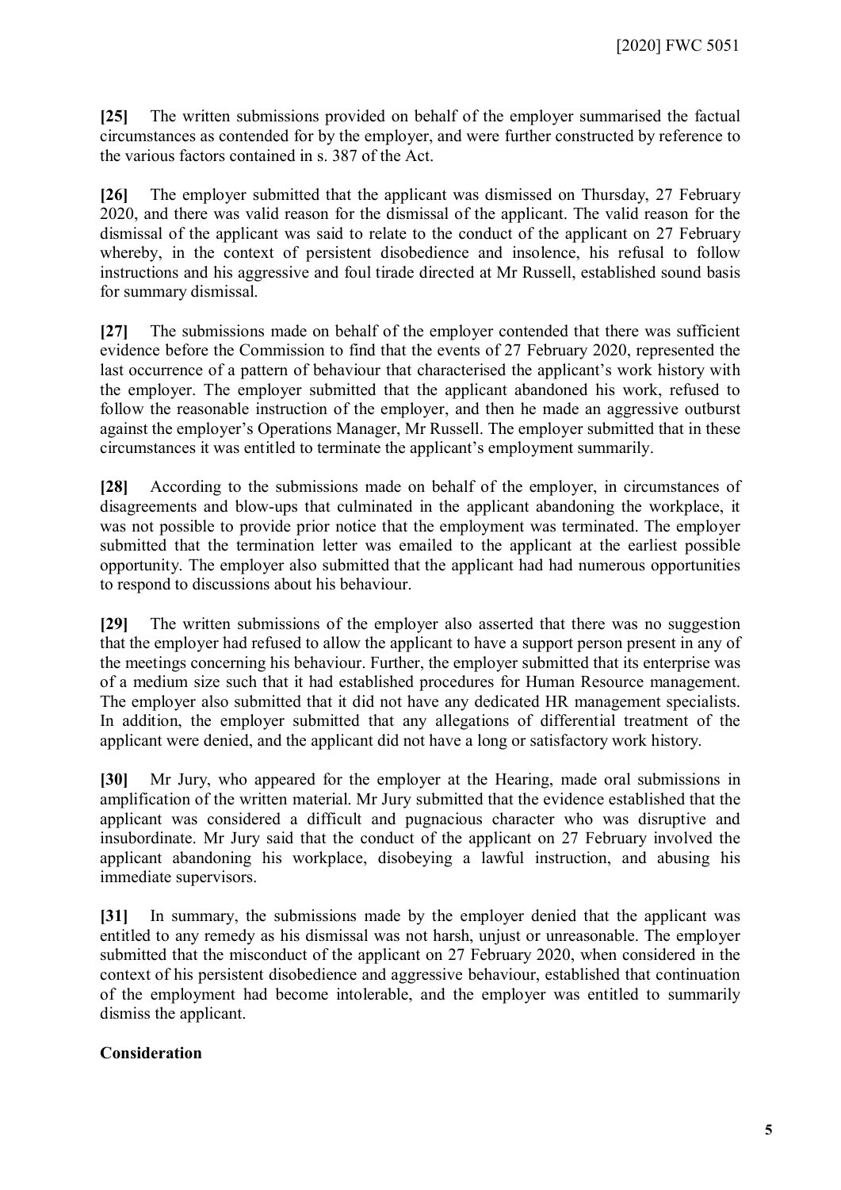**[25]** The written submissions provided on behalf of the employer summarised the factual circumstances as contended for by the employer, and were further constructed by reference to the various factors contained in s. 387 of the Act.

**[26]** The employer submitted that the applicant was dismissed on Thursday, 27 February 2020, and there was valid reason for the dismissal of the applicant. The valid reason for the dismissal of the applicant was said to relate to the conduct of the applicant on 27 February whereby, in the context of persistent disobedience and insolence, his refusal to follow instructions and his aggressive and foul tirade directed at Mr Russell, established sound basis for summary dismissal.

**[27]** The submissions made on behalf of the employer contended that there was sufficient evidence before the Commission to find that the events of 27 February 2020, represented the last occurrence of a pattern of behaviour that characterised the applicant's work history with the employer. The employer submitted that the applicant abandoned his work, refused to follow the reasonable instruction of the employer, and then he made an aggressive outburst against the employer's Operations Manager, Mr Russell. The employer submitted that in these circumstances it was entitled to terminate the applicant's employment summarily.

**[28]** According to the submissions made on behalf of the employer, in circumstances of disagreements and blow-ups that culminated in the applicant abandoning the workplace, it was not possible to provide prior notice that the employment was terminated. The employer submitted that the termination letter was emailed to the applicant at the earliest possible opportunity. The employer also submitted that the applicant had had numerous opportunities to respond to discussions about his behaviour.

**[29]** The written submissions of the employer also asserted that there was no suggestion that the employer had refused to allow the applicant to have a support person present in any of the meetings concerning his behaviour. Further, the employer submitted that its enterprise was of a medium size such that it had established procedures for Human Resource management. The employer also submitted that it did not have any dedicated HR management specialists. In addition, the employer submitted that any allegations of differential treatment of the applicant were denied, and the applicant did not have a long or satisfactory work history.

**[30]** Mr Jury, who appeared for the employer at the Hearing, made oral submissions in amplification of the written material. Mr Jury submitted that the evidence established that the applicant was considered a difficult and pugnacious character who was disruptive and insubordinate. Mr Jury said that the conduct of the applicant on 27 February involved the applicant abandoning his workplace, disobeying a lawful instruction, and abusing his immediate supervisors.

**[31]** In summary, the submissions made by the employer denied that the applicant was entitled to any remedy as his dismissal was not harsh, unjust or unreasonable. The employer submitted that the misconduct of the applicant on 27 February 2020, when considered in the context of his persistent disobedience and aggressive behaviour, established that continuation of the employment had become intolerable, and the employer was entitled to summarily dismiss the applicant.

## Consideration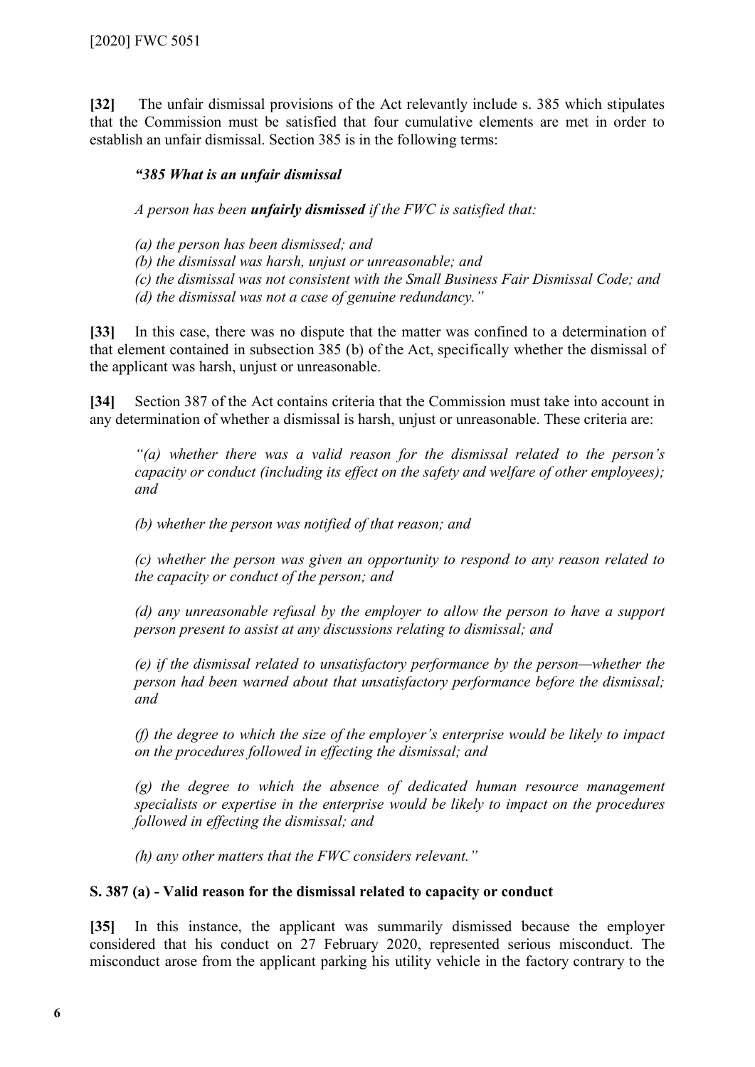**[32]** The unfair dismissal provisions of the Act relevantly include s. 385 which stipulates that the Commission must be satisfied that four cumulative elements are met in order to establish an unfair dismissal. Section 385 is in the following terms:

> ***"385 What is an unfair dismissal***
>
> *A person has been **unfairly dismissed** if the FWC is satisfied that:*
>
> *(a) the person has been dismissed; and*
> *(b) the dismissal was harsh, unjust or unreasonable; and*
> *(c) the dismissal was not consistent with the Small Business Fair Dismissal Code; and*
> *(d) the dismissal was not a case of genuine redundancy."*

**[33]** In this case, there was no dispute that the matter was confined to a determination of that element contained in subsection 385 (b) of the Act, specifically whether the dismissal of the applicant was harsh, unjust or unreasonable.

**[34]** Section 387 of the Act contains criteria that the Commission must take into account in any determination of whether a dismissal is harsh, unjust or unreasonable. These criteria are:

> *"(a) whether there was a valid reason for the dismissal related to the person's capacity or conduct (including its effect on the safety and welfare of other employees); and*
>
> *(b) whether the person was notified of that reason; and*
>
> *(c) whether the person was given an opportunity to respond to any reason related to the capacity or conduct of the person; and*
>
> *(d) any unreasonable refusal by the employer to allow the person to have a support person present to assist at any discussions relating to dismissal; and*
>
> *(e) if the dismissal related to unsatisfactory performance by the person—whether the person had been warned about that unsatisfactory performance before the dismissal; and*
>
> *(f) the degree to which the size of the employer's enterprise would be likely to impact on the procedures followed in effecting the dismissal; and*
>
> *(g) the degree to which the absence of dedicated human resource management specialists or expertise in the enterprise would be likely to impact on the procedures followed in effecting the dismissal; and*
>
> *(h) any other matters that the FWC considers relevant."*

**S. 387 (a) - Valid reason for the dismissal related to capacity or conduct**

**[35]** In this instance, the applicant was summarily dismissed because the employer considered that his conduct on 27 February 2020, represented serious misconduct. The misconduct arose from the applicant parking his utility vehicle in the factory contrary to the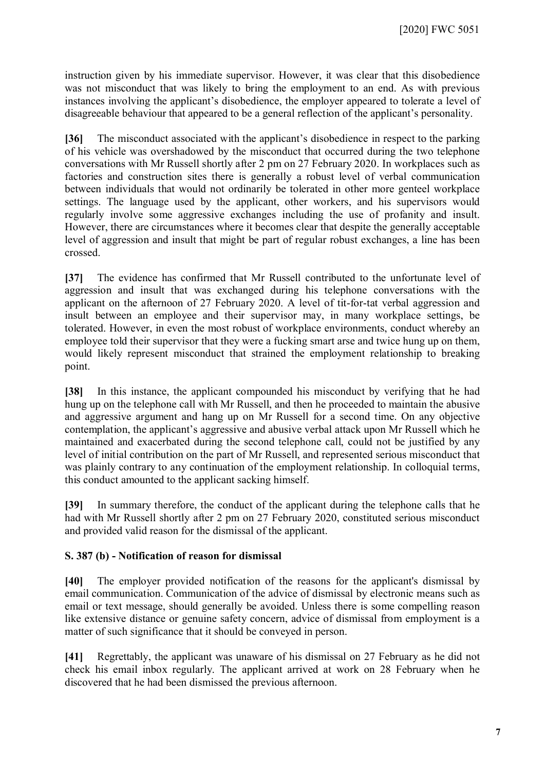instruction given by his immediate supervisor. However, it was clear that this disobedience was not misconduct that was likely to bring the employment to an end. As with previous instances involving the applicant's disobedience, the employer appeared to tolerate a level of disagreeable behaviour that appeared to be a general reflection of the applicant's personality.

**[36]** The misconduct associated with the applicant's disobedience in respect to the parking of his vehicle was overshadowed by the misconduct that occurred during the two telephone conversations with Mr Russell shortly after 2 pm on 27 February 2020. In workplaces such as factories and construction sites there is generally a robust level of verbal communication between individuals that would not ordinarily be tolerated in other more genteel workplace settings. The language used by the applicant, other workers, and his supervisors would regularly involve some aggressive exchanges including the use of profanity and insult. However, there are circumstances where it becomes clear that despite the generally acceptable level of aggression and insult that might be part of regular robust exchanges, a line has been crossed.

**[37]** The evidence has confirmed that Mr Russell contributed to the unfortunate level of aggression and insult that was exchanged during his telephone conversations with the applicant on the afternoon of 27 February 2020. A level of tit-for-tat verbal aggression and insult between an employee and their supervisor may, in many workplace settings, be tolerated. However, in even the most robust of workplace environments, conduct whereby an employee told their supervisor that they were a fucking smart arse and twice hung up on them, would likely represent misconduct that strained the employment relationship to breaking point.

**[38]** In this instance, the applicant compounded his misconduct by verifying that he had hung up on the telephone call with Mr Russell, and then he proceeded to maintain the abusive and aggressive argument and hang up on Mr Russell for a second time. On any objective contemplation, the applicant's aggressive and abusive verbal attack upon Mr Russell which he maintained and exacerbated during the second telephone call, could not be justified by any level of initial contribution on the part of Mr Russell, and represented serious misconduct that was plainly contrary to any continuation of the employment relationship. In colloquial terms, this conduct amounted to the applicant sacking himself.

**[39]** In summary therefore, the conduct of the applicant during the telephone calls that he had with Mr Russell shortly after 2 pm on 27 February 2020, constituted serious misconduct and provided valid reason for the dismissal of the applicant.

## S. 387 (b) - Notification of reason for dismissal

**[40]** The employer provided notification of the reasons for the applicant's dismissal by email communication. Communication of the advice of dismissal by electronic means such as email or text message, should generally be avoided. Unless there is some compelling reason like extensive distance or genuine safety concern, advice of dismissal from employment is a matter of such significance that it should be conveyed in person.

**[41]** Regrettably, the applicant was unaware of his dismissal on 27 February as he did not check his email inbox regularly. The applicant arrived at work on 28 February when he discovered that he had been dismissed the previous afternoon.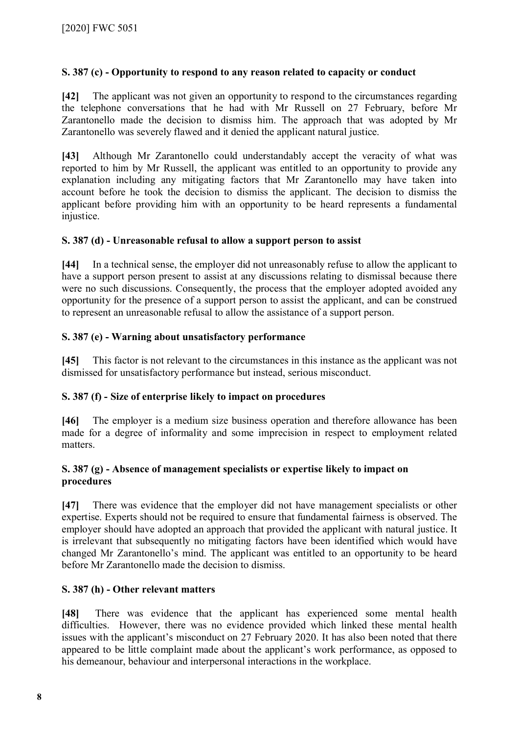### S. 387 (c) - Opportunity to respond to any reason related to capacity or conduct

**[42]** The applicant was not given an opportunity to respond to the circumstances regarding the telephone conversations that he had with Mr Russell on 27 February, before Mr Zarantonello made the decision to dismiss him. The approach that was adopted by Mr Zarantonello was severely flawed and it denied the applicant natural justice.

**[43]** Although Mr Zarantonello could understandably accept the veracity of what was reported to him by Mr Russell, the applicant was entitled to an opportunity to provide any explanation including any mitigating factors that Mr Zarantonello may have taken into account before he took the decision to dismiss the applicant. The decision to dismiss the applicant before providing him with an opportunity to be heard represents a fundamental injustice.

### S. 387 (d) - Unreasonable refusal to allow a support person to assist

**[44]** In a technical sense, the employer did not unreasonably refuse to allow the applicant to have a support person present to assist at any discussions relating to dismissal because there were no such discussions. Consequently, the process that the employer adopted avoided any opportunity for the presence of a support person to assist the applicant, and can be construed to represent an unreasonable refusal to allow the assistance of a support person.

### S. 387 (e) - Warning about unsatisfactory performance

**[45]** This factor is not relevant to the circumstances in this instance as the applicant was not dismissed for unsatisfactory performance but instead, serious misconduct.

### S. 387 (f) - Size of enterprise likely to impact on procedures

**[46]** The employer is a medium size business operation and therefore allowance has been made for a degree of informality and some imprecision in respect to employment related matters.

### S. 387 (g) - Absence of management specialists or expertise likely to impact on procedures

**[47]** There was evidence that the employer did not have management specialists or other expertise. Experts should not be required to ensure that fundamental fairness is observed. The employer should have adopted an approach that provided the applicant with natural justice. It is irrelevant that subsequently no mitigating factors have been identified which would have changed Mr Zarantonello's mind. The applicant was entitled to an opportunity to be heard before Mr Zarantonello made the decision to dismiss.

### S. 387 (h) - Other relevant matters

**[48]** There was evidence that the applicant has experienced some mental health difficulties. However, there was no evidence provided which linked these mental health issues with the applicant's misconduct on 27 February 2020. It has also been noted that there appeared to be little complaint made about the applicant's work performance, as opposed to his demeanour, behaviour and interpersonal interactions in the workplace.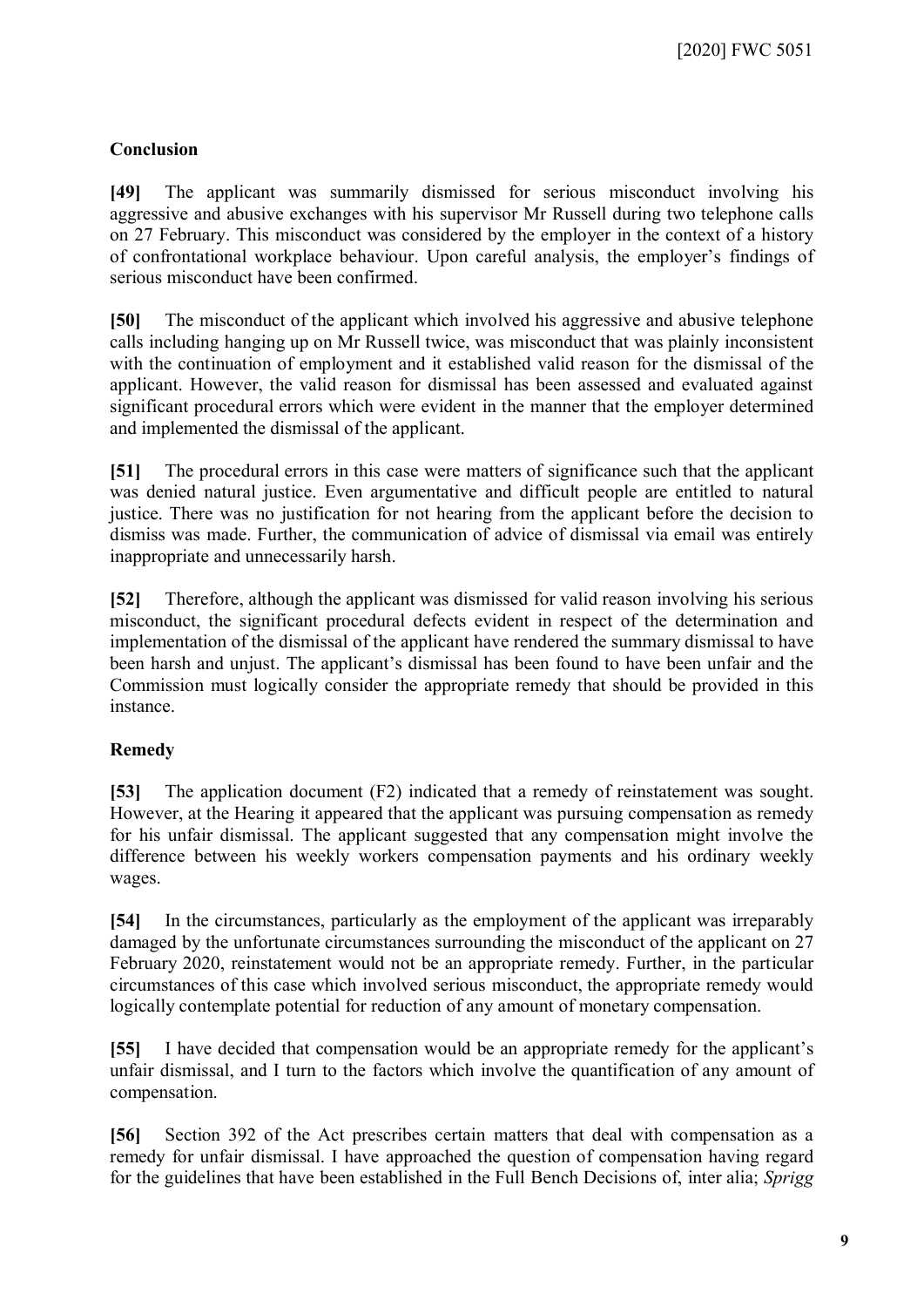**Conclusion**

**[49]** The applicant was summarily dismissed for serious misconduct involving his aggressive and abusive exchanges with his supervisor Mr Russell during two telephone calls on 27 February. This misconduct was considered by the employer in the context of a history of confrontational workplace behaviour. Upon careful analysis, the employer's findings of serious misconduct have been confirmed.

**[50]** The misconduct of the applicant which involved his aggressive and abusive telephone calls including hanging up on Mr Russell twice, was misconduct that was plainly inconsistent with the continuation of employment and it established valid reason for the dismissal of the applicant. However, the valid reason for dismissal has been assessed and evaluated against significant procedural errors which were evident in the manner that the employer determined and implemented the dismissal of the applicant.

**[51]** The procedural errors in this case were matters of significance such that the applicant was denied natural justice. Even argumentative and difficult people are entitled to natural justice. There was no justification for not hearing from the applicant before the decision to dismiss was made. Further, the communication of advice of dismissal via email was entirely inappropriate and unnecessarily harsh.

**[52]** Therefore, although the applicant was dismissed for valid reason involving his serious misconduct, the significant procedural defects evident in respect of the determination and implementation of the dismissal of the applicant have rendered the summary dismissal to have been harsh and unjust. The applicant's dismissal has been found to have been unfair and the Commission must logically consider the appropriate remedy that should be provided in this instance.

**Remedy**

**[53]** The application document (F2) indicated that a remedy of reinstatement was sought. However, at the Hearing it appeared that the applicant was pursuing compensation as remedy for his unfair dismissal. The applicant suggested that any compensation might involve the difference between his weekly workers compensation payments and his ordinary weekly wages.

**[54]** In the circumstances, particularly as the employment of the applicant was irreparably damaged by the unfortunate circumstances surrounding the misconduct of the applicant on 27 February 2020, reinstatement would not be an appropriate remedy. Further, in the particular circumstances of this case which involved serious misconduct, the appropriate remedy would logically contemplate potential for reduction of any amount of monetary compensation.

**[55]** I have decided that compensation would be an appropriate remedy for the applicant's unfair dismissal, and I turn to the factors which involve the quantification of any amount of compensation.

**[56]** Section 392 of the Act prescribes certain matters that deal with compensation as a remedy for unfair dismissal. I have approached the question of compensation having regard for the guidelines that have been established in the Full Bench Decisions of, inter alia; *Sprigg*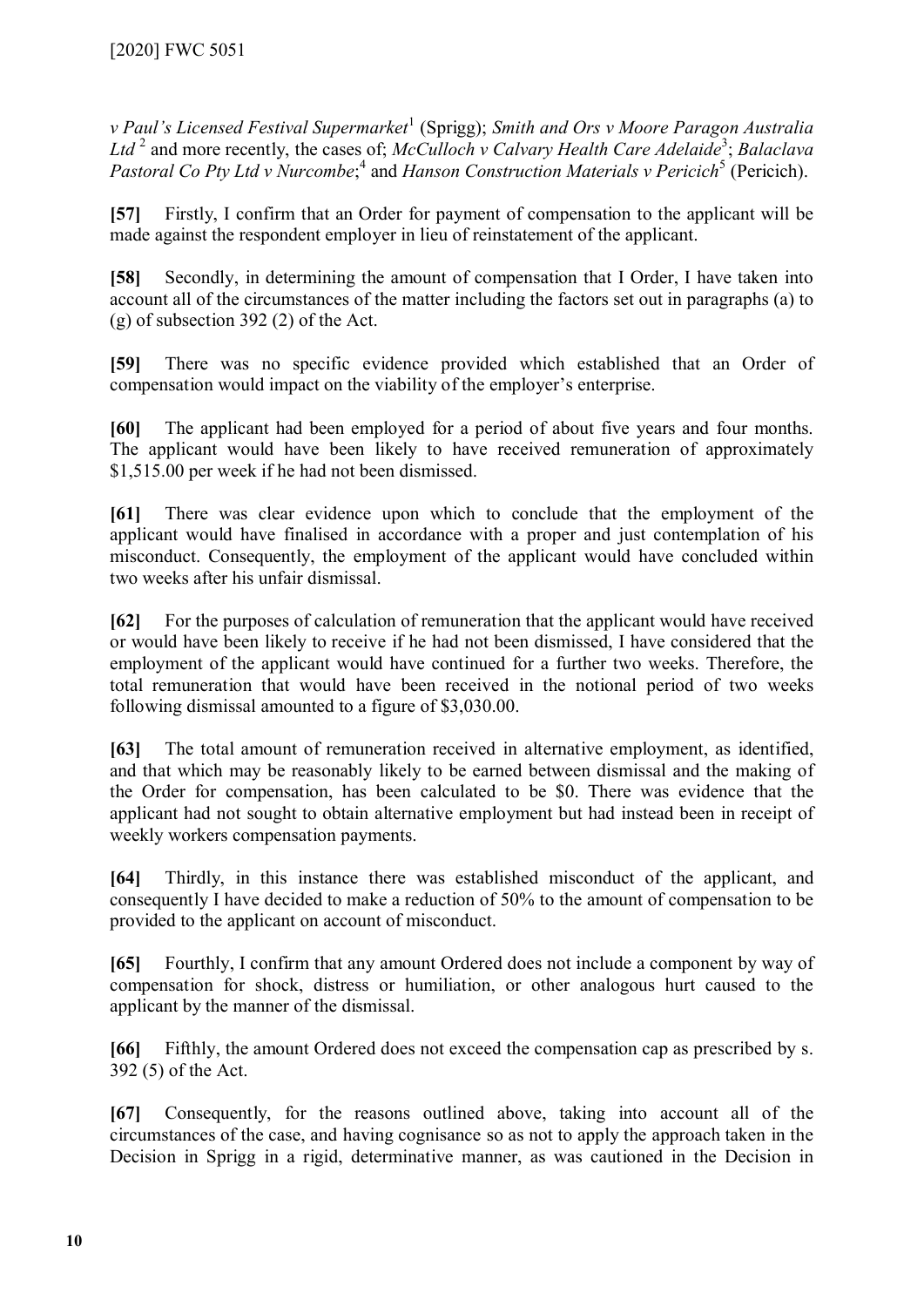*v Paul's Licensed Festival Supermarket*[1] (Sprigg); *Smith and Ors v Moore Paragon Australia Ltd*[2] and more recently, the cases of; *McCulloch v Calvary Health Care Adelaide*[3]; *Balaclava Pastoral Co Pty Ltd v Nurcombe*;[4] and *Hanson Construction Materials v Pericich*[5] (Pericich).

**[57]** Firstly, I confirm that an Order for payment of compensation to the applicant will be made against the respondent employer in lieu of reinstatement of the applicant.

**[58]** Secondly, in determining the amount of compensation that I Order, I have taken into account all of the circumstances of the matter including the factors set out in paragraphs (a) to (g) of subsection 392 (2) of the Act.

**[59]** There was no specific evidence provided which established that an Order of compensation would impact on the viability of the employer's enterprise.

**[60]** The applicant had been employed for a period of about five years and four months. The applicant would have been likely to have received remuneration of approximately $1,515.00 per week if he had not been dismissed.

**[61]** There was clear evidence upon which to conclude that the employment of the applicant would have finalised in accordance with a proper and just contemplation of his misconduct. Consequently, the employment of the applicant would have concluded within two weeks after his unfair dismissal.

**[62]** For the purposes of calculation of remuneration that the applicant would have received or would have been likely to receive if he had not been dismissed, I have considered that the employment of the applicant would have continued for a further two weeks. Therefore, the total remuneration that would have been received in the notional period of two weeks following dismissal amounted to a figure of $3,030.00.

**[63]** The total amount of remuneration received in alternative employment, as identified, and that which may be reasonably likely to be earned between dismissal and the making of the Order for compensation, has been calculated to be $0. There was evidence that the applicant had not sought to obtain alternative employment but had instead been in receipt of weekly workers compensation payments.

**[64]** Thirdly, in this instance there was established misconduct of the applicant, and consequently I have decided to make a reduction of 50% to the amount of compensation to be provided to the applicant on account of misconduct.

**[65]** Fourthly, I confirm that any amount Ordered does not include a component by way of compensation for shock, distress or humiliation, or other analogous hurt caused to the applicant by the manner of the dismissal.

**[66]** Fifthly, the amount Ordered does not exceed the compensation cap as prescribed by s. 392 (5) of the Act.

**[67]** Consequently, for the reasons outlined above, taking into account all of the circumstances of the case, and having cognisance so as not to apply the approach taken in the Decision in Sprigg in a rigid, determinative manner, as was cautioned in the Decision in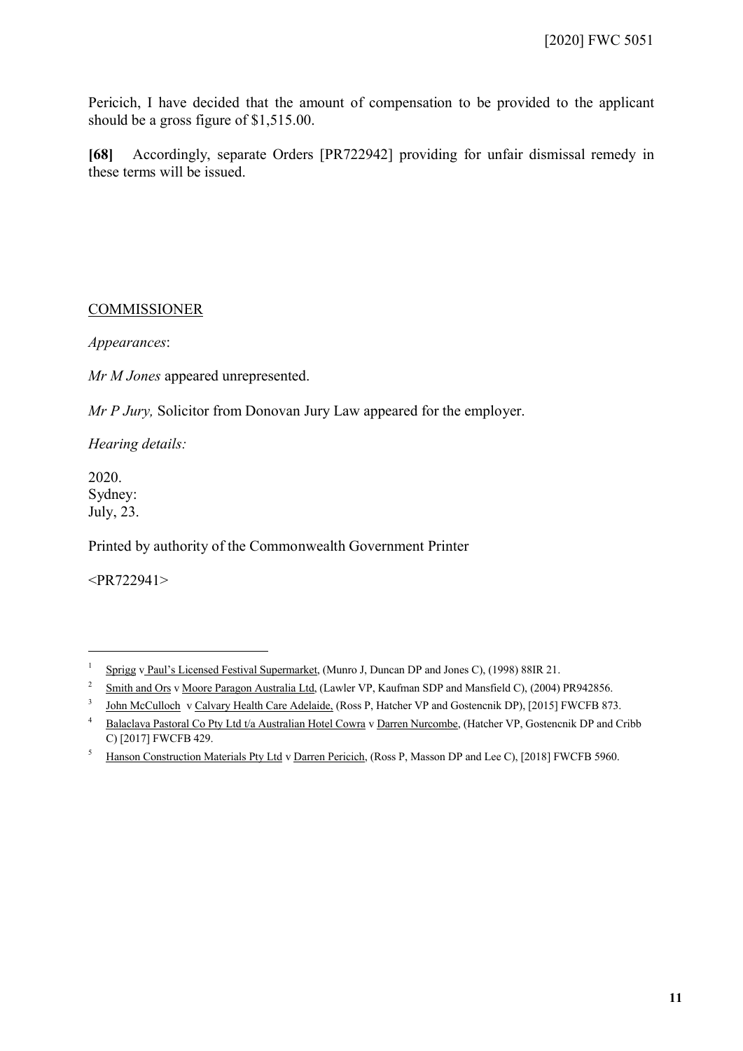Pericich, I have decided that the amount of compensation to be provided to the applicant should be a gross figure of $1,515.00.

**[68]** Accordingly, separate Orders [PR722942] providing for unfair dismissal remedy in these terms will be issued.

COMMISSIONER

*Appearances*:

*Mr M Jones* appeared unrepresented.

*Mr P Jury,* Solicitor from Donovan Jury Law appeared for the employer.

*Hearing details:*

2020.
Sydney:
July, 23.

Printed by authority of the Commonwealth Government Printer

<PR722941>

---

[1] Sprigg v Paul's Licensed Festival Supermarket, (Munro J, Duncan DP and Jones C), (1998) 88IR 21.

[2] Smith and Ors v Moore Paragon Australia Ltd, (Lawler VP, Kaufman SDP and Mansfield C), (2004) PR942856.

[3] John McCulloch v Calvary Health Care Adelaide, (Ross P, Hatcher VP and Gostencnik DP), [2015] FWCFB 873.

[4] Balaclava Pastoral Co Pty Ltd t/a Australian Hotel Cowra v Darren Nurcombe, (Hatcher VP, Gostencnik DP and Cribb C) [2017] FWCFB 429.

[5] Hanson Construction Materials Pty Ltd v Darren Pericich, (Ross P, Masson DP and Lee C), [2018] FWCFB 5960.